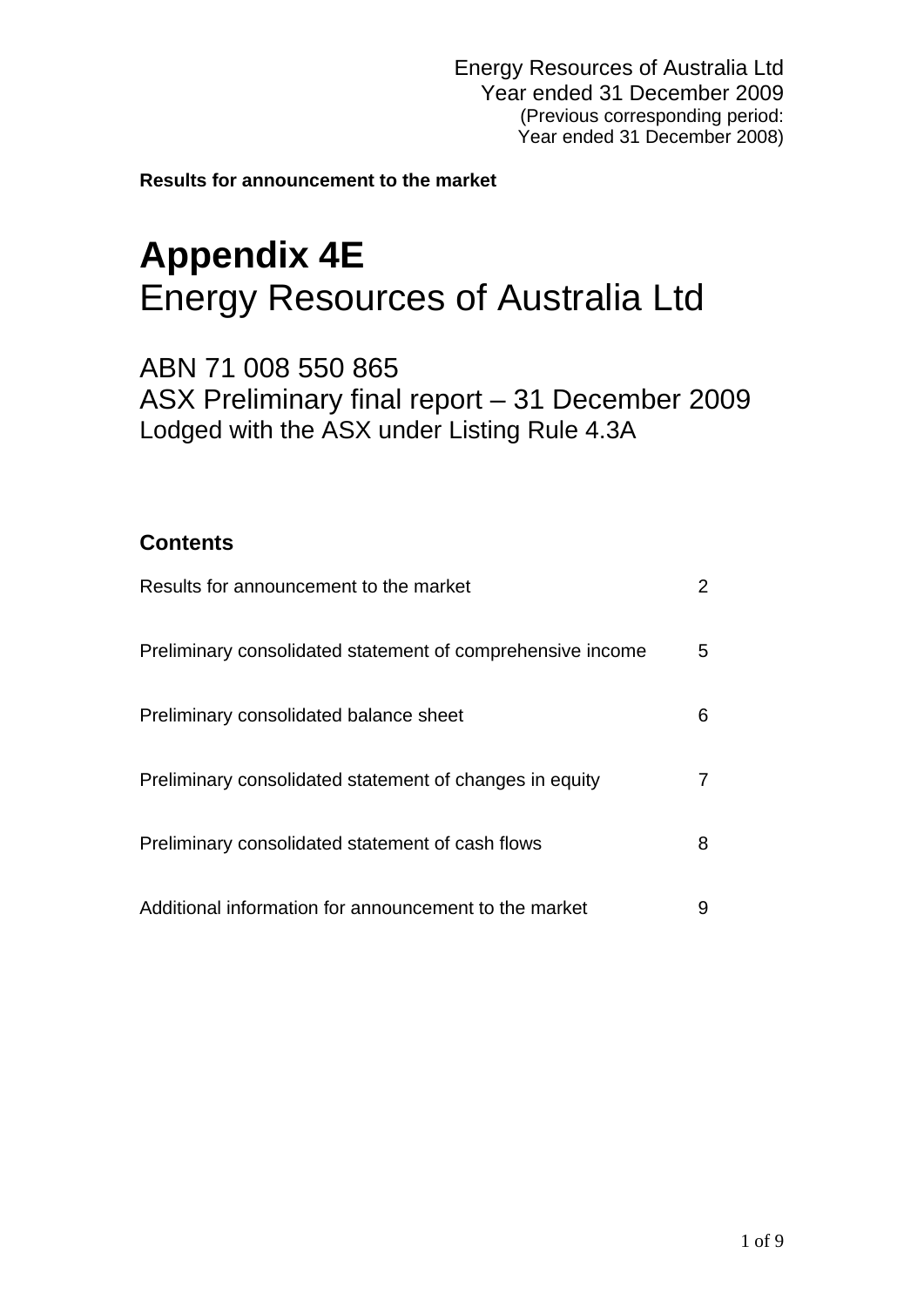Energy Resources of Australia Ltd
Year ended 31 December 2009
(Previous corresponding period:
Year ended 31 December 2008)

**Results for announcement to the market**

# Appendix 4E
# Energy Resources of Australia Ltd

## ABN 71 008 550 865
## ASX Preliminary final report – 31 December 2009
### Lodged with the ASX under Listing Rule 4.3A

## Contents

| | |
|---|---|
| Results for announcement to the market | 2 |
| Preliminary consolidated statement of comprehensive income | 5 |
| Preliminary consolidated balance sheet | 6 |
| Preliminary consolidated statement of changes in equity | 7 |
| Preliminary consolidated statement of cash flows | 8 |
| Additional information for announcement to the market | 9 |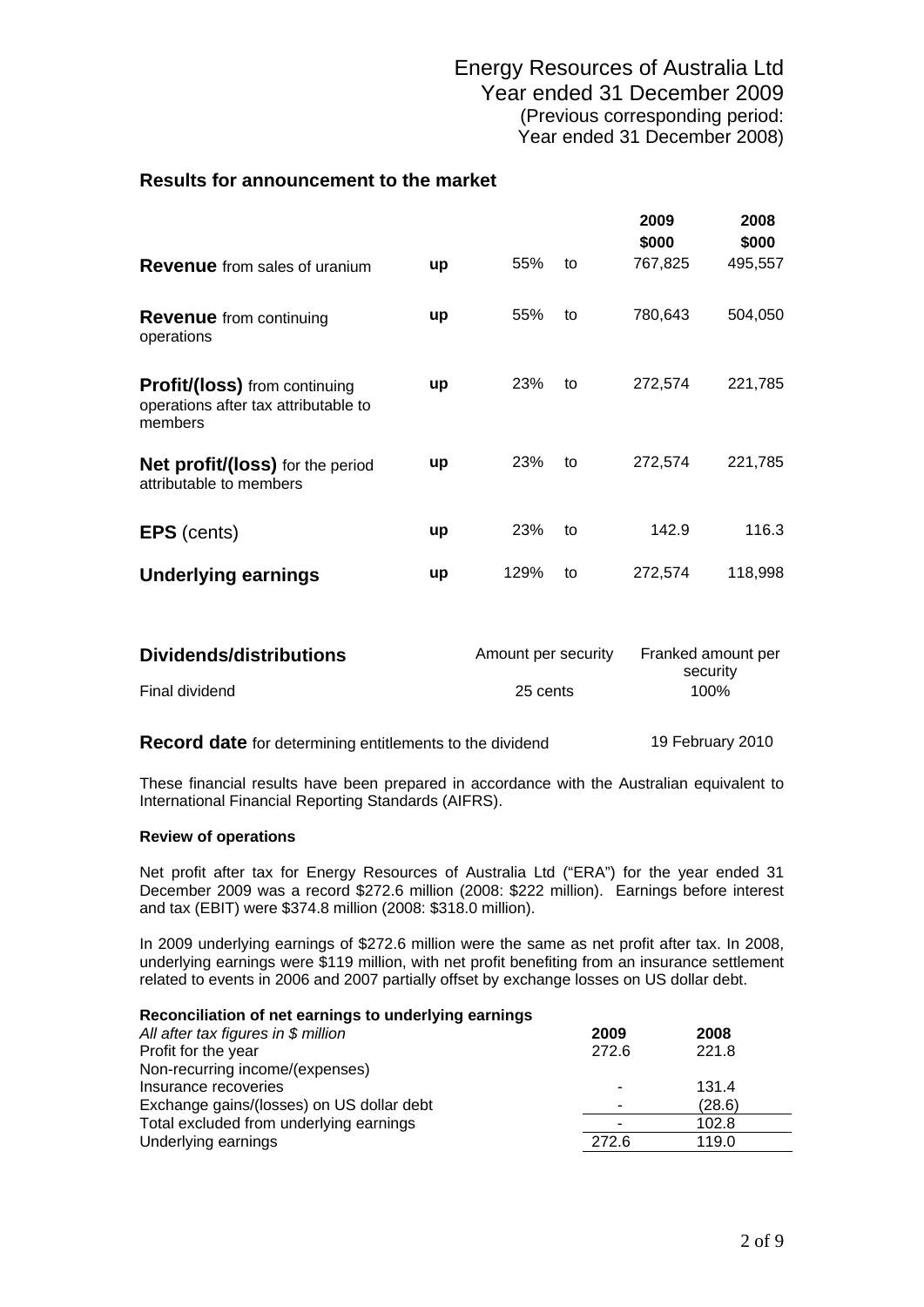Energy Resources of Australia Ltd
Year ended 31 December 2009
(Previous corresponding period:
Year ended 31 December 2008)

## Results for announcement to the market

| | | | | 2009 $000 | 2008 $000 |
|---|---|---|---|---|---|
| **Revenue** from sales of uranium | up | 55% | to | 767,825 | 495,557 |
| **Revenue** from continuing operations | up | 55% | to | 780,643 | 504,050 |
| **Profit/(loss)** from continuing operations after tax attributable to members | up | 23% | to | 272,574 | 221,785 |
| **Net profit/(loss)** for the period attributable to members | up | 23% | to | 272,574 | 221,785 |
| **EPS** (cents) | up | 23% | to | 142.9 | 116.3 |
| **Underlying earnings** | up | 129% | to | 272,574 | 118,998 |

| **Dividends/distributions** | Amount per security | Franked amount per security |
|---|---|---|
| Final dividend | 25 cents | 100% |

**Record date** for determining entitlements to the dividend 19 February 2010

These financial results have been prepared in accordance with the Australian equivalent to International Financial Reporting Standards (AIFRS).

**Review of operations**

Net profit after tax for Energy Resources of Australia Ltd ("ERA") for the year ended 31 December 2009 was a record $272.6 million (2008: $222 million). Earnings before interest and tax (EBIT) were $374.8 million (2008: $318.0 million).

In 2009 underlying earnings of $272.6 million were the same as net profit after tax. In 2008, underlying earnings were $119 million, with net profit benefiting from an insurance settlement related to events in 2006 and 2007 partially offset by exchange losses on US dollar debt.

**Reconciliation of net earnings to underlying earnings**

| *All after tax figures in $ million* | 2009 | 2008 |
|---|---|---|
| Profit for the year | 272.6 | 221.8 |
| Non-recurring income/(expenses) | | |
| Insurance recoveries | - | 131.4 |
| Exchange gains/(losses) on US dollar debt | - | (28.6) |
| Total excluded from underlying earnings | - | 102.8 |
| Underlying earnings | 272.6 | 119.0 |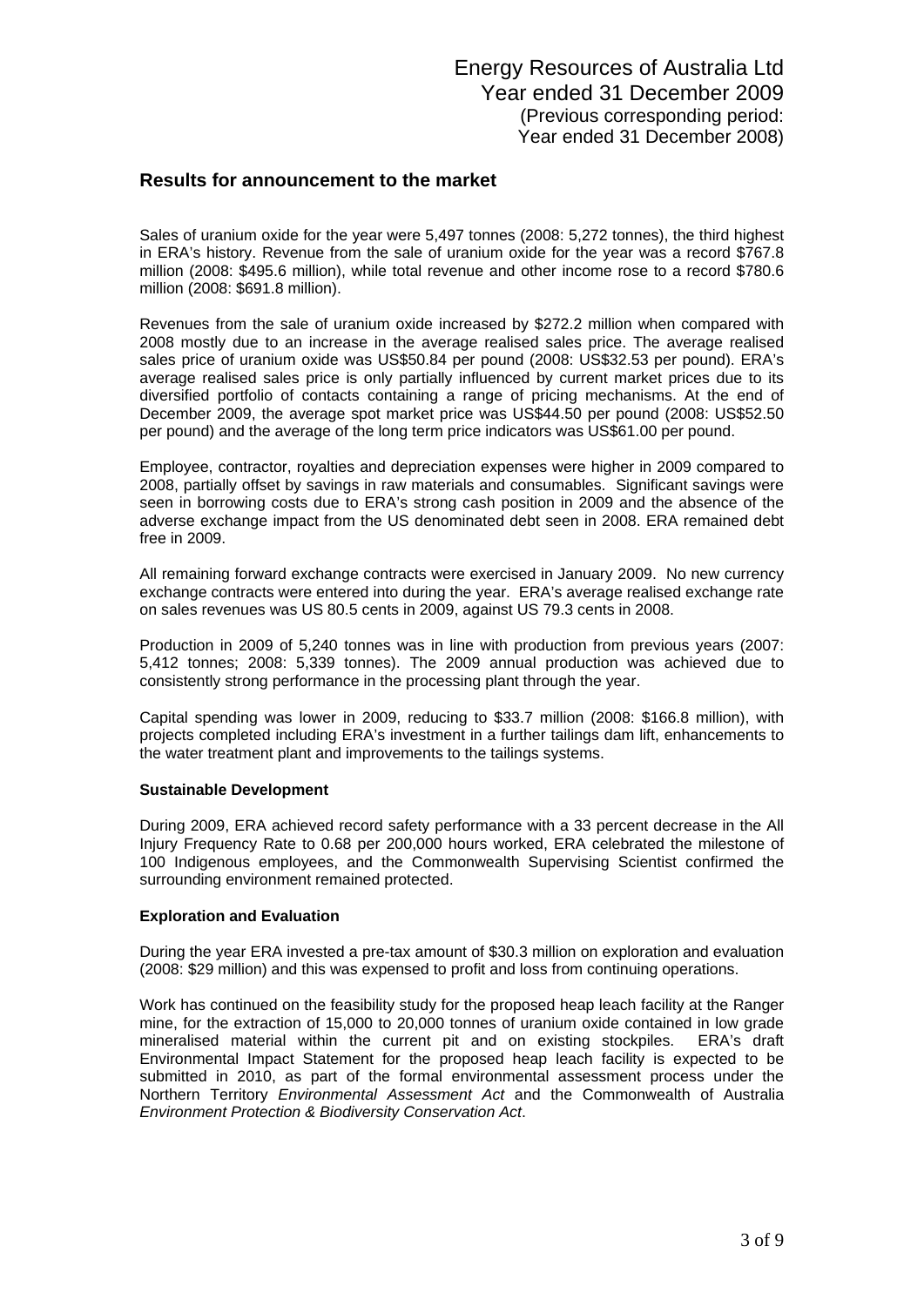Energy Resources of Australia Ltd
Year ended 31 December 2009
(Previous corresponding period:
Year ended 31 December 2008)

## Results for announcement to the market

Sales of uranium oxide for the year were 5,497 tonnes (2008: 5,272 tonnes), the third highest in ERA's history. Revenue from the sale of uranium oxide for the year was a record $767.8 million (2008: $495.6 million), while total revenue and other income rose to a record $780.6 million (2008: $691.8 million).

Revenues from the sale of uranium oxide increased by $272.2 million when compared with 2008 mostly due to an increase in the average realised sales price. The average realised sales price of uranium oxide was US$50.84 per pound (2008: US$32.53 per pound). ERA's average realised sales price is only partially influenced by current market prices due to its diversified portfolio of contacts containing a range of pricing mechanisms. At the end of December 2009, the average spot market price was US$44.50 per pound (2008: US$52.50 per pound) and the average of the long term price indicators was US$61.00 per pound.

Employee, contractor, royalties and depreciation expenses were higher in 2009 compared to 2008, partially offset by savings in raw materials and consumables. Significant savings were seen in borrowing costs due to ERA's strong cash position in 2009 and the absence of the adverse exchange impact from the US denominated debt seen in 2008. ERA remained debt free in 2009.

All remaining forward exchange contracts were exercised in January 2009. No new currency exchange contracts were entered into during the year. ERA's average realised exchange rate on sales revenues was US 80.5 cents in 2009, against US 79.3 cents in 2008.

Production in 2009 of 5,240 tonnes was in line with production from previous years (2007: 5,412 tonnes; 2008: 5,339 tonnes). The 2009 annual production was achieved due to consistently strong performance in the processing plant through the year.

Capital spending was lower in 2009, reducing to $33.7 million (2008: $166.8 million), with projects completed including ERA's investment in a further tailings dam lift, enhancements to the water treatment plant and improvements to the tailings systems.

**Sustainable Development**

During 2009, ERA achieved record safety performance with a 33 percent decrease in the All Injury Frequency Rate to 0.68 per 200,000 hours worked, ERA celebrated the milestone of 100 Indigenous employees, and the Commonwealth Supervising Scientist confirmed the surrounding environment remained protected.

**Exploration and Evaluation**

During the year ERA invested a pre-tax amount of $30.3 million on exploration and evaluation (2008: $29 million) and this was expensed to profit and loss from continuing operations.

Work has continued on the feasibility study for the proposed heap leach facility at the Ranger mine, for the extraction of 15,000 to 20,000 tonnes of uranium oxide contained in low grade mineralised material within the current pit and on existing stockpiles. ERA's draft Environmental Impact Statement for the proposed heap leach facility is expected to be submitted in 2010, as part of the formal environmental assessment process under the Northern Territory *Environmental Assessment Act* and the Commonwealth of Australia *Environment Protection & Biodiversity Conservation Act*.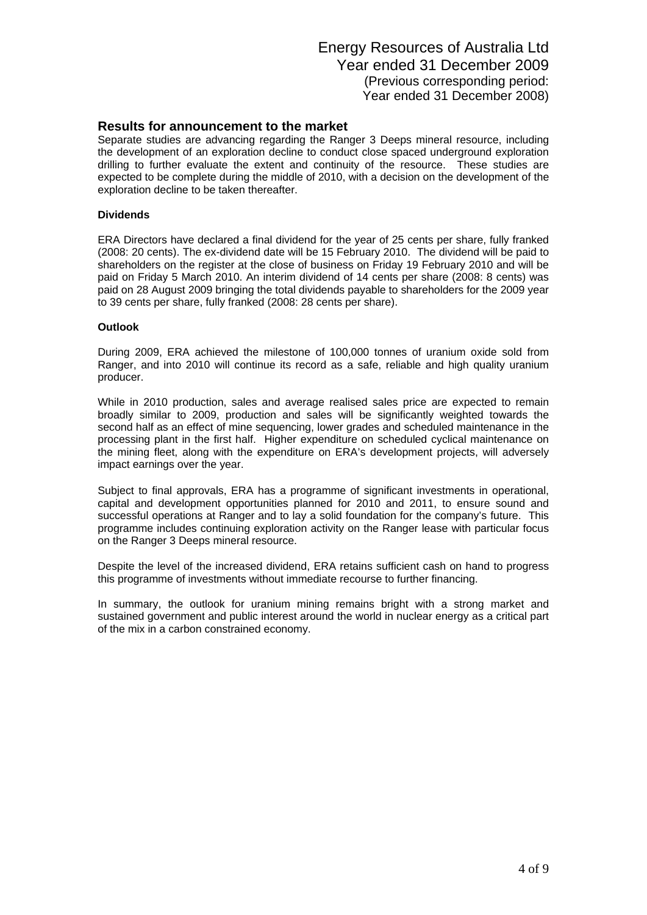Energy Resources of Australia Ltd
Year ended 31 December 2009
(Previous corresponding period:
Year ended 31 December 2008)

## Results for announcement to the market

Separate studies are advancing regarding the Ranger 3 Deeps mineral resource, including the development of an exploration decline to conduct close spaced underground exploration drilling to further evaluate the extent and continuity of the resource. These studies are expected to be complete during the middle of 2010, with a decision on the development of the exploration decline to be taken thereafter.

### Dividends

ERA Directors have declared a final dividend for the year of 25 cents per share, fully franked (2008: 20 cents). The ex-dividend date will be 15 February 2010. The dividend will be paid to shareholders on the register at the close of business on Friday 19 February 2010 and will be paid on Friday 5 March 2010. An interim dividend of 14 cents per share (2008: 8 cents) was paid on 28 August 2009 bringing the total dividends payable to shareholders for the 2009 year to 39 cents per share, fully franked (2008: 28 cents per share).

### Outlook

During 2009, ERA achieved the milestone of 100,000 tonnes of uranium oxide sold from Ranger, and into 2010 will continue its record as a safe, reliable and high quality uranium producer.

While in 2010 production, sales and average realised sales price are expected to remain broadly similar to 2009, production and sales will be significantly weighted towards the second half as an effect of mine sequencing, lower grades and scheduled maintenance in the processing plant in the first half. Higher expenditure on scheduled cyclical maintenance on the mining fleet, along with the expenditure on ERA's development projects, will adversely impact earnings over the year.

Subject to final approvals, ERA has a programme of significant investments in operational, capital and development opportunities planned for 2010 and 2011, to ensure sound and successful operations at Ranger and to lay a solid foundation for the company's future. This programme includes continuing exploration activity on the Ranger lease with particular focus on the Ranger 3 Deeps mineral resource.

Despite the level of the increased dividend, ERA retains sufficient cash on hand to progress this programme of investments without immediate recourse to further financing.

In summary, the outlook for uranium mining remains bright with a strong market and sustained government and public interest around the world in nuclear energy as a critical part of the mix in a carbon constrained economy.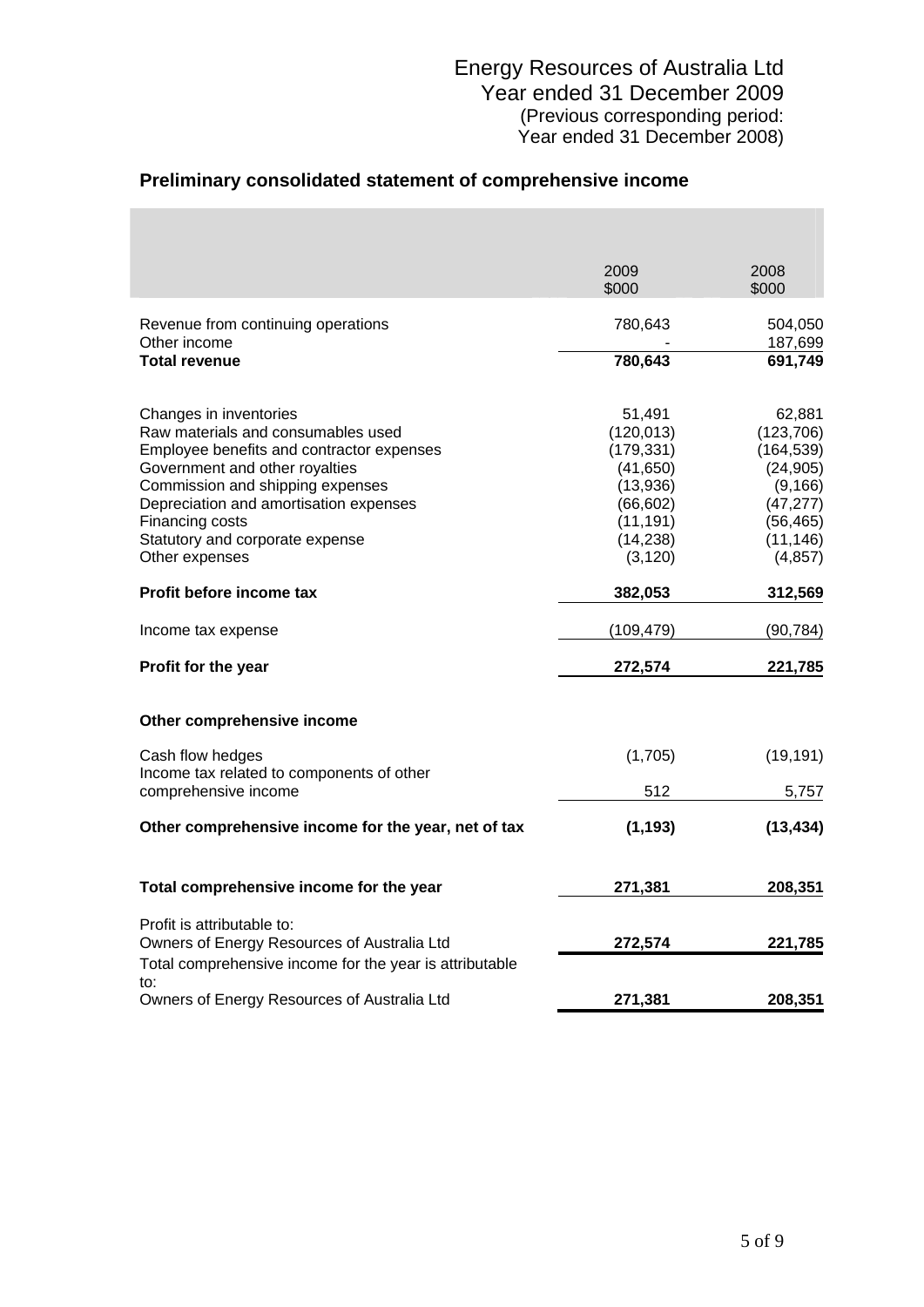Energy Resources of Australia Ltd
Year ended 31 December 2009
(Previous corresponding period:
Year ended 31 December 2008)

## Preliminary consolidated statement of comprehensive income

| | 2009 $000 | 2008 $000 |
|---|---|---|
| Revenue from continuing operations | 780,643 | 504,050 |
| Other income | - | 187,699 |
| **Total revenue** | **780,643** | **691,749** |
| | | |
| Changes in inventories | 51,491 | 62,881 |
| Raw materials and consumables used | (120,013) | (123,706) |
| Employee benefits and contractor expenses | (179,331) | (164,539) |
| Government and other royalties | (41,650) | (24,905) |
| Commission and shipping expenses | (13,936) | (9,166) |
| Depreciation and amortisation expenses | (66,602) | (47,277) |
| Financing costs | (11,191) | (56,465) |
| Statutory and corporate expense | (14,238) | (11,146) |
| Other expenses | (3,120) | (4,857) |
| **Profit before income tax** | **382,053** | **312,569** |
| Income tax expense | (109,479) | (90,784) |
| **Profit for the year** | **272,574** | **221,785** |
| | | |
| **Other comprehensive income** | | |
| Cash flow hedges | (1,705) | (19,191) |
| Income tax related to components of other comprehensive income | 512 | 5,757 |
| **Other comprehensive income for the year, net of tax** | **(1,193)** | **(13,434)** |
| | | |
| **Total comprehensive income for the year** | **271,381** | **208,351** |
| Profit is attributable to: | | |
| Owners of Energy Resources of Australia Ltd | **272,574** | **221,785** |
| Total comprehensive income for the year is attributable to: | | |
| Owners of Energy Resources of Australia Ltd | **271,381** | **208,351** |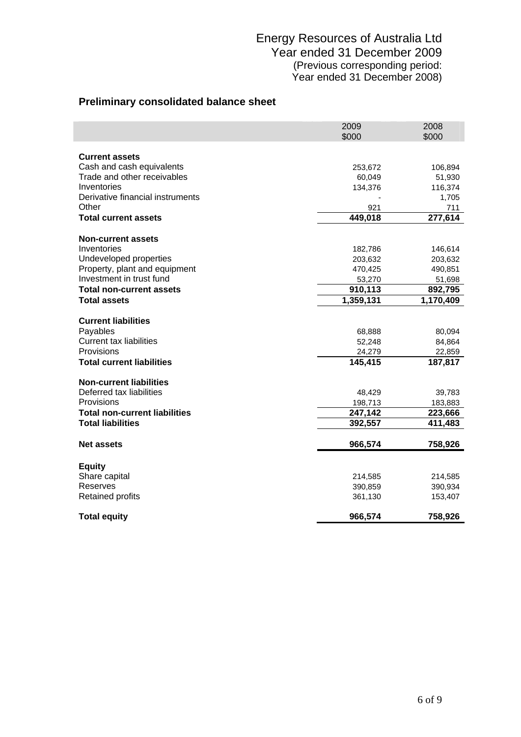Energy Resources of Australia Ltd
Year ended 31 December 2009
(Previous corresponding period:
Year ended 31 December 2008)

## Preliminary consolidated balance sheet

| | 2009<br>$000 | 2008<br>$000 |
|---|---|---|
| **Current assets** | | |
| Cash and cash equivalents | 253,672 | 106,894 |
| Trade and other receivables | 60,049 | 51,930 |
| Inventories | 134,376 | 116,374 |
| Derivative financial instruments | - | 1,705 |
| Other | 921 | 711 |
| **Total current assets** | **449,018** | **277,614** |
| **Non-current assets** | | |
| Inventories | 182,786 | 146,614 |
| Undeveloped properties | 203,632 | 203,632 |
| Property, plant and equipment | 470,425 | 490,851 |
| Investment in trust fund | 53,270 | 51,698 |
| **Total non-current assets** | **910,113** | **892,795** |
| **Total assets** | **1,359,131** | **1,170,409** |
| **Current liabilities** | | |
| Payables | 68,888 | 80,094 |
| Current tax liabilities | 52,248 | 84,864 |
| Provisions | 24,279 | 22,859 |
| **Total current liabilities** | **145,415** | **187,817** |
| **Non-current liabilities** | | |
| Deferred tax liabilities | 48,429 | 39,783 |
| Provisions | 198,713 | 183,883 |
| **Total non-current liabilities** | **247,142** | **223,666** |
| **Total liabilities** | **392,557** | **411,483** |
| **Net assets** | **966,574** | **758,926** |
| **Equity** | | |
| Share capital | 214,585 | 214,585 |
| Reserves | 390,859 | 390,934 |
| Retained profits | 361,130 | 153,407 |
| **Total equity** | **966,574** | **758,926** |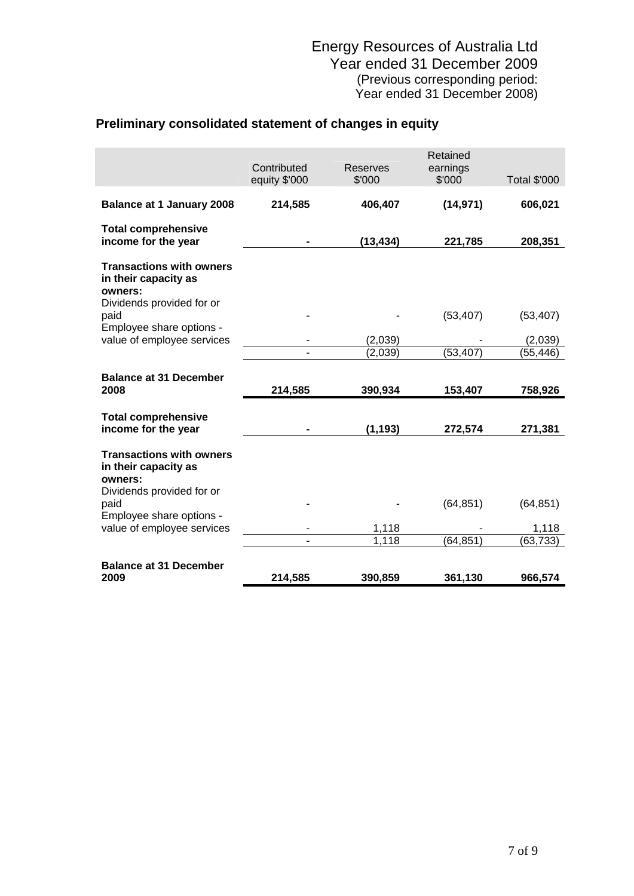Energy Resources of Australia Ltd
Year ended 31 December 2009
(Previous corresponding period:
Year ended 31 December 2008)

## Preliminary consolidated statement of changes in equity

| | Contributed equity $'000 | Reserves $'000 | Retained earnings $'000 | Total $'000 |
|---|---|---|---|---|
| **Balance at 1 January 2008** | **214,585** | **406,407** | **(14,971)** | **606,021** |
| **Total comprehensive income for the year** | **-** | **(13,434)** | **221,785** | **208,351** |
| **Transactions with owners in their capacity as owners:** | | | | |
| Dividends provided for or paid | - | - | (53,407) | (53,407) |
| Employee share options - value of employee services | - | (2,039) | - | (2,039) |
| | - | (2,039) | (53,407) | (55,446) |
| **Balance at 31 December 2008** | **214,585** | **390,934** | **153,407** | **758,926** |
| **Total comprehensive income for the year** | **-** | **(1,193)** | **272,574** | **271,381** |
| **Transactions with owners in their capacity as owners:** | | | | |
| Dividends provided for or paid | - | - | (64,851) | (64,851) |
| Employee share options - value of employee services | - | 1,118 | - | 1,118 |
| | - | 1,118 | (64,851) | (63,733) |
| **Balance at 31 December 2009** | **214,585** | **390,859** | **361,130** | **966,574** |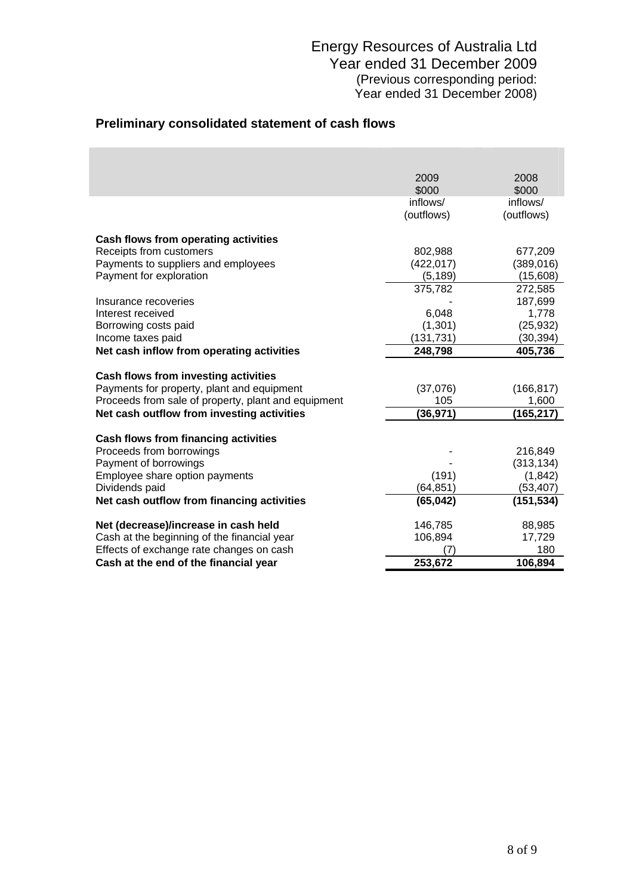Energy Resources of Australia Ltd
Year ended 31 December 2009
(Previous corresponding period:
Year ended 31 December 2008)

## Preliminary consolidated statement of cash flows

| | 2009<br>\$000<br>inflows/<br>(outflows) | 2008<br>\$000<br>inflows/<br>(outflows) |
|---|---|---|
| **Cash flows from operating activities** | | |
| Receipts from customers | 802,988 | 677,209 |
| Payments to suppliers and employees | (422,017) | (389,016) |
| Payment for exploration | (5,189) | (15,608) |
| | 375,782 | 272,585 |
| Insurance recoveries | - | 187,699 |
| Interest received | 6,048 | 1,778 |
| Borrowing costs paid | (1,301) | (25,932) |
| Income taxes paid | (131,731) | (30,394) |
| **Net cash inflow from operating activities** | **248,798** | **405,736** |
| **Cash flows from investing activities** | | |
| Payments for property, plant and equipment | (37,076) | (166,817) |
| Proceeds from sale of property, plant and equipment | 105 | 1,600 |
| **Net cash outflow from investing activities** | **(36,971)** | **(165,217)** |
| **Cash flows from financing activities** | | |
| Proceeds from borrowings | - | 216,849 |
| Payment of borrowings | - | (313,134) |
| Employee share option payments | (191) | (1,842) |
| Dividends paid | (64,851) | (53,407) |
| **Net cash outflow from financing activities** | **(65,042)** | **(151,534)** |
| **Net (decrease)/increase in cash held** | 146,785 | 88,985 |
| Cash at the beginning of the financial year | 106,894 | 17,729 |
| Effects of exchange rate changes on cash | (7) | 180 |
| **Cash at the end of the financial year** | **253,672** | **106,894** |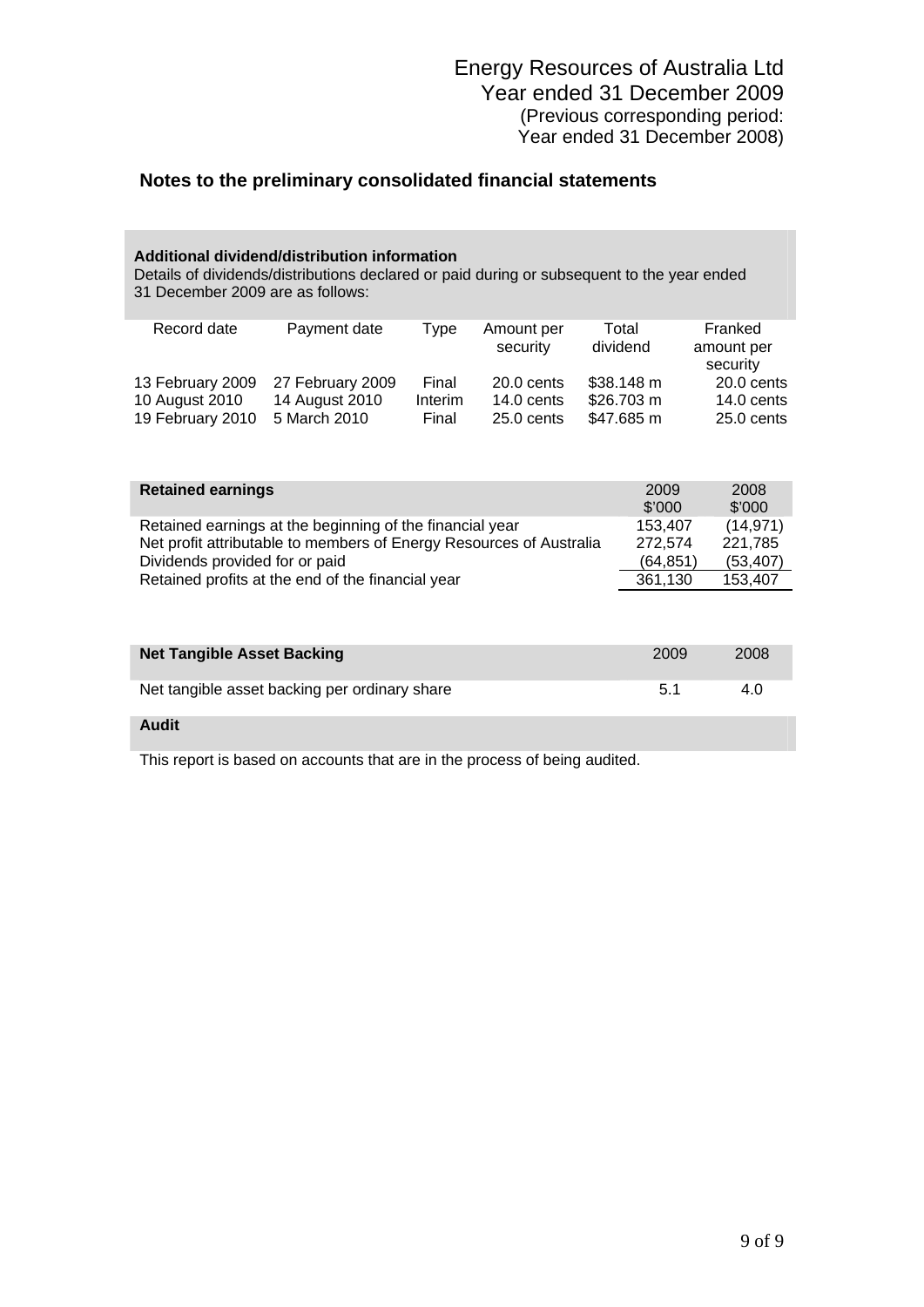Energy Resources of Australia Ltd
Year ended 31 December 2009
(Previous corresponding period:
Year ended 31 December 2008)

## Notes to the preliminary consolidated financial statements

**Additional dividend/distribution information**

Details of dividends/distributions declared or paid during or subsequent to the year ended 31 December 2009 are as follows:

| Record date | Payment date | Type | Amount per security | Total dividend | Franked amount per security |
|---|---|---|---|---|---|
| 13 February 2009 | 27 February 2009 | Final | 20.0 cents | $38.148 m | 20.0 cents |
| 10 August 2010 | 14 August 2010 | Interim | 14.0 cents | $26.703 m | 14.0 cents |
| 19 February 2010 | 5 March 2010 | Final | 25.0 cents | $47.685 m | 25.0 cents |

| **Retained earnings** | 2009 $'000 | 2008 $'000 |
|---|---|---|
| Retained earnings at the beginning of the financial year | 153,407 | (14,971) |
| Net profit attributable to members of Energy Resources of Australia | 272,574 | 221,785 |
| Dividends provided for or paid | (64,851) | (53,407) |
| Retained profits at the end of the financial year | 361,130 | 153,407 |

| **Net Tangible Asset Backing** | 2009 | 2008 |
|---|---|---|
| Net tangible asset backing per ordinary share | 5.1 | 4.0 |

**Audit**

This report is based on accounts that are in the process of being audited.